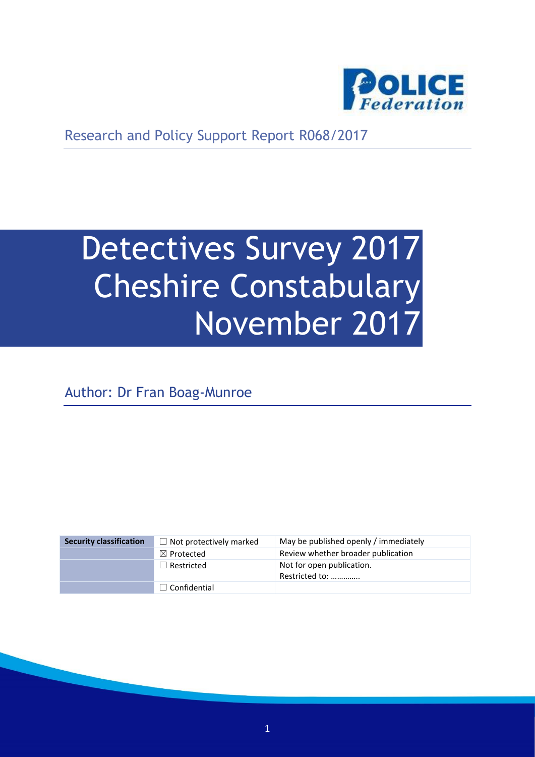Research and Policy Support Report R068/2017

# Detectives Survey 2017 Cheshire Constabulary November 2017

Author: Dr Fran Boag-Munroe

| Security classification | ☐ Not protectively marked | May be published openly / immediately |
|---|---|---|
| | ☒ Protected | Review whether broader publication |
| | ☐ Restricted | Not for open publication. Restricted to: ………….. |
| | ☐ Confidential | |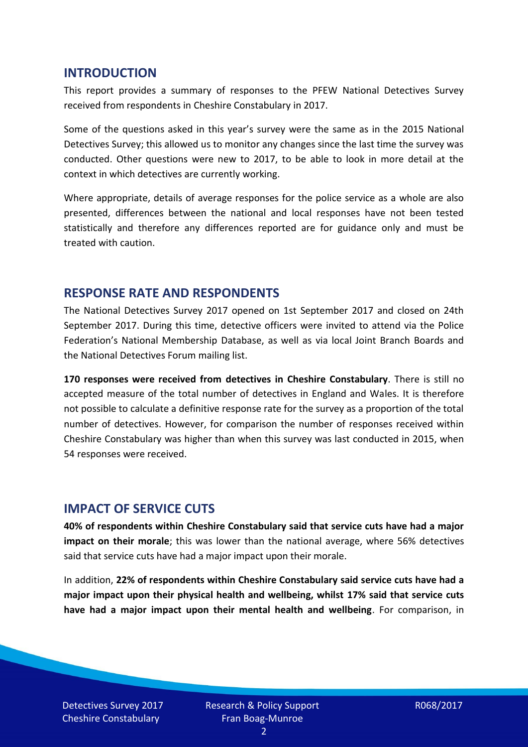## INTRODUCTION

This report provides a summary of responses to the PFEW National Detectives Survey received from respondents in Cheshire Constabulary in 2017.

Some of the questions asked in this year's survey were the same as in the 2015 National Detectives Survey; this allowed us to monitor any changes since the last time the survey was conducted. Other questions were new to 2017, to be able to look in more detail at the context in which detectives are currently working.

Where appropriate, details of average responses for the police service as a whole are also presented, differences between the national and local responses have not been tested statistically and therefore any differences reported are for guidance only and must be treated with caution.

## RESPONSE RATE AND RESPONDENTS

The National Detectives Survey 2017 opened on 1st September 2017 and closed on 24th September 2017. During this time, detective officers were invited to attend via the Police Federation's National Membership Database, as well as via local Joint Branch Boards and the National Detectives Forum mailing list.

**170 responses were received from detectives in Cheshire Constabulary**. There is still no accepted measure of the total number of detectives in England and Wales. It is therefore not possible to calculate a definitive response rate for the survey as a proportion of the total number of detectives. However, for comparison the number of responses received within Cheshire Constabulary was higher than when this survey was last conducted in 2015, when 54 responses were received.

## IMPACT OF SERVICE CUTS

**40% of respondents within Cheshire Constabulary said that service cuts have had a major impact on their morale**; this was lower than the national average, where 56% detectives said that service cuts have had a major impact upon their morale.

In addition, **22% of respondents within Cheshire Constabulary said service cuts have had a major impact upon their physical health and wellbeing, whilst 17% said that service cuts have had a major impact upon their mental health and wellbeing**. For comparison, in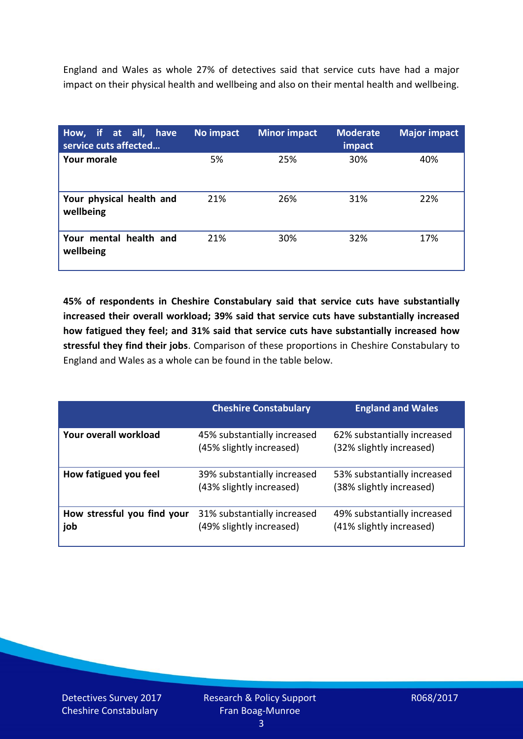England and Wales as whole 27% of detectives said that service cuts have had a major impact on their physical health and wellbeing and also on their mental health and wellbeing.

| How, if at all, have service cuts affected… | No impact | Minor impact | Moderate impact | Major impact |
|---|---|---|---|---|
| **Your morale** | 5% | 25% | 30% | 40% |
| **Your physical health and wellbeing** | 21% | 26% | 31% | 22% |
| **Your mental health and wellbeing** | 21% | 30% | 32% | 17% |

**45% of respondents in Cheshire Constabulary said that service cuts have substantially increased their overall workload; 39% said that service cuts have substantially increased how fatigued they feel; and 31% said that service cuts have substantially increased how stressful they find their jobs**. Comparison of these proportions in Cheshire Constabulary to England and Wales as a whole can be found in the table below.

| | Cheshire Constabulary | England and Wales |
|---|---|---|
| **Your overall workload** | 45% substantially increased (45% slightly increased) | 62% substantially increased (32% slightly increased) |
| **How fatigued you feel** | 39% substantially increased (43% slightly increased) | 53% substantially increased (38% slightly increased) |
| **How stressful you find your job** | 31% substantially increased (49% slightly increased) | 49% substantially increased (41% slightly increased) |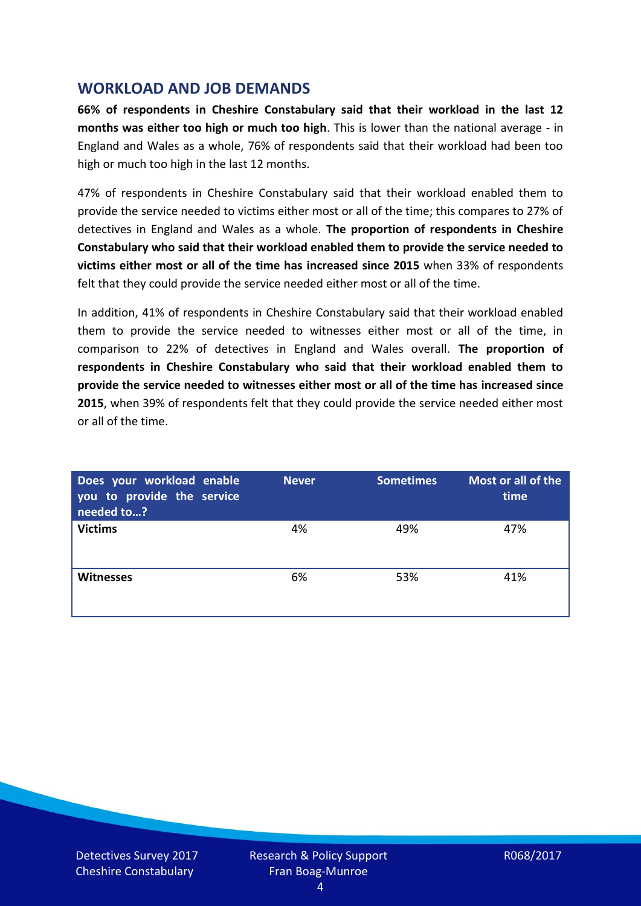## WORKLOAD AND JOB DEMANDS

**66% of respondents in Cheshire Constabulary said that their workload in the last 12 months was either too high or much too high**. This is lower than the national average - in England and Wales as a whole, 76% of respondents said that their workload had been too high or much too high in the last 12 months.

47% of respondents in Cheshire Constabulary said that their workload enabled them to provide the service needed to victims either most or all of the time; this compares to 27% of detectives in England and Wales as a whole. **The proportion of respondents in Cheshire Constabulary who said that their workload enabled them to provide the service needed to victims either most or all of the time has increased since 2015** when 33% of respondents felt that they could provide the service needed either most or all of the time.

In addition, 41% of respondents in Cheshire Constabulary said that their workload enabled them to provide the service needed to witnesses either most or all of the time, in comparison to 22% of detectives in England and Wales overall. **The proportion of respondents in Cheshire Constabulary who said that their workload enabled them to provide the service needed to witnesses either most or all of the time has increased since 2015**, when 39% of respondents felt that they could provide the service needed either most or all of the time.

| Does your workload enable you to provide the service needed to…? | Never | Sometimes | Most or all of the time |
|---|---|---|---|
| **Victims** | 4% | 49% | 47% |
| **Witnesses** | 6% | 53% | 41% |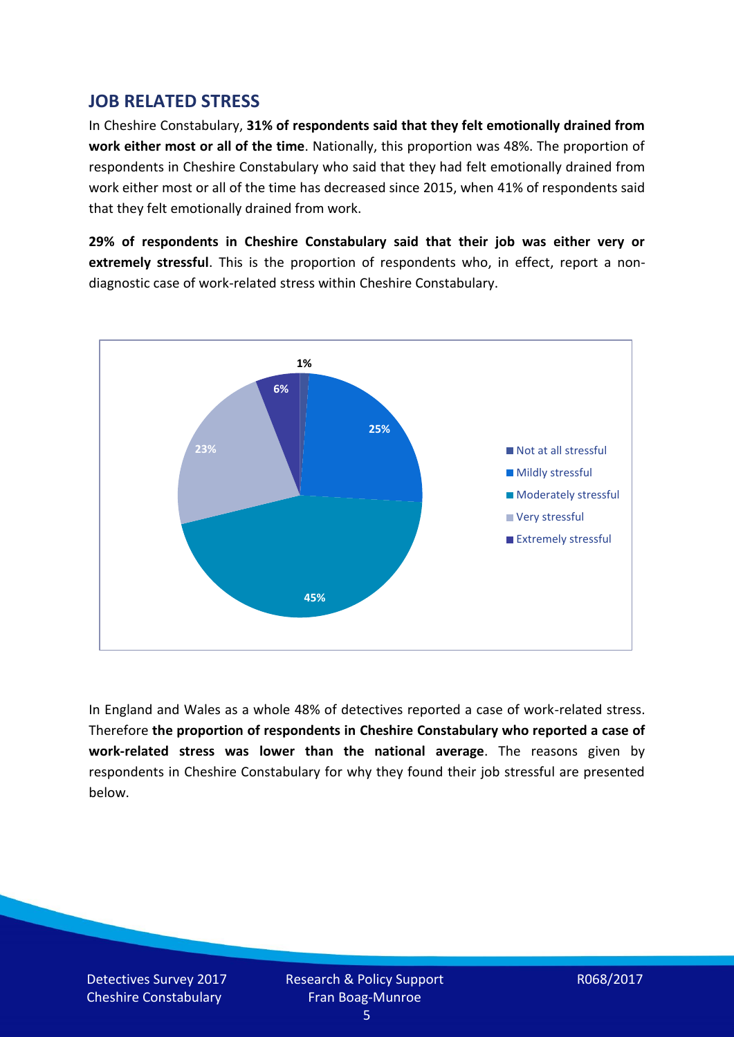## JOB RELATED STRESS

In Cheshire Constabulary, **31% of respondents said that they felt emotionally drained from work either most or all of the time**. Nationally, this proportion was 48%. The proportion of respondents in Cheshire Constabulary who said that they had felt emotionally drained from work either most or all of the time has decreased since 2015, when 41% of respondents said that they felt emotionally drained from work.

**29% of respondents in Cheshire Constabulary said that their job was either very or extremely stressful**. This is the proportion of respondents who, in effect, report a non-diagnostic case of work-related stress within Cheshire Constabulary.

In England and Wales as a whole 48% of detectives reported a case of work-related stress. Therefore **the proportion of respondents in Cheshire Constabulary who reported a case of work-related stress was lower than the national average**. The reasons given by respondents in Cheshire Constabulary for why they found their job stressful are presented below.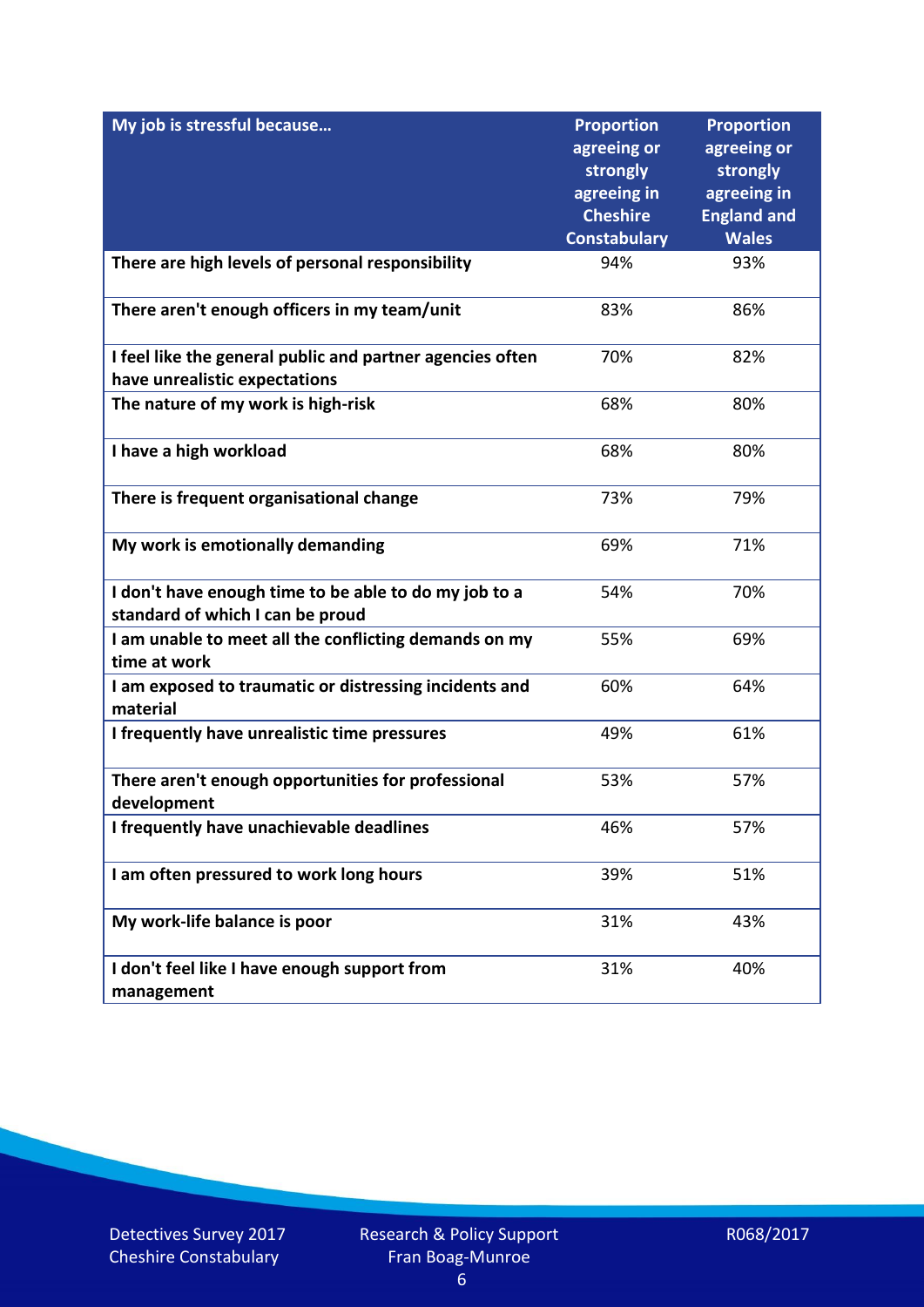| My job is stressful because… | Proportion agreeing or strongly agreeing in Cheshire Constabulary | Proportion agreeing or strongly agreeing in England and Wales |
|---|---|---|
| There are high levels of personal responsibility | 94% | 93% |
| There aren't enough officers in my team/unit | 83% | 86% |
| I feel like the general public and partner agencies often have unrealistic expectations | 70% | 82% |
| The nature of my work is high-risk | 68% | 80% |
| I have a high workload | 68% | 80% |
| There is frequent organisational change | 73% | 79% |
| My work is emotionally demanding | 69% | 71% |
| I don't have enough time to be able to do my job to a standard of which I can be proud | 54% | 70% |
| I am unable to meet all the conflicting demands on my time at work | 55% | 69% |
| I am exposed to traumatic or distressing incidents and material | 60% | 64% |
| I frequently have unrealistic time pressures | 49% | 61% |
| There aren't enough opportunities for professional development | 53% | 57% |
| I frequently have unachievable deadlines | 46% | 57% |
| I am often pressured to work long hours | 39% | 51% |
| My work-life balance is poor | 31% | 43% |
| I don't feel like I have enough support from management | 31% | 40% |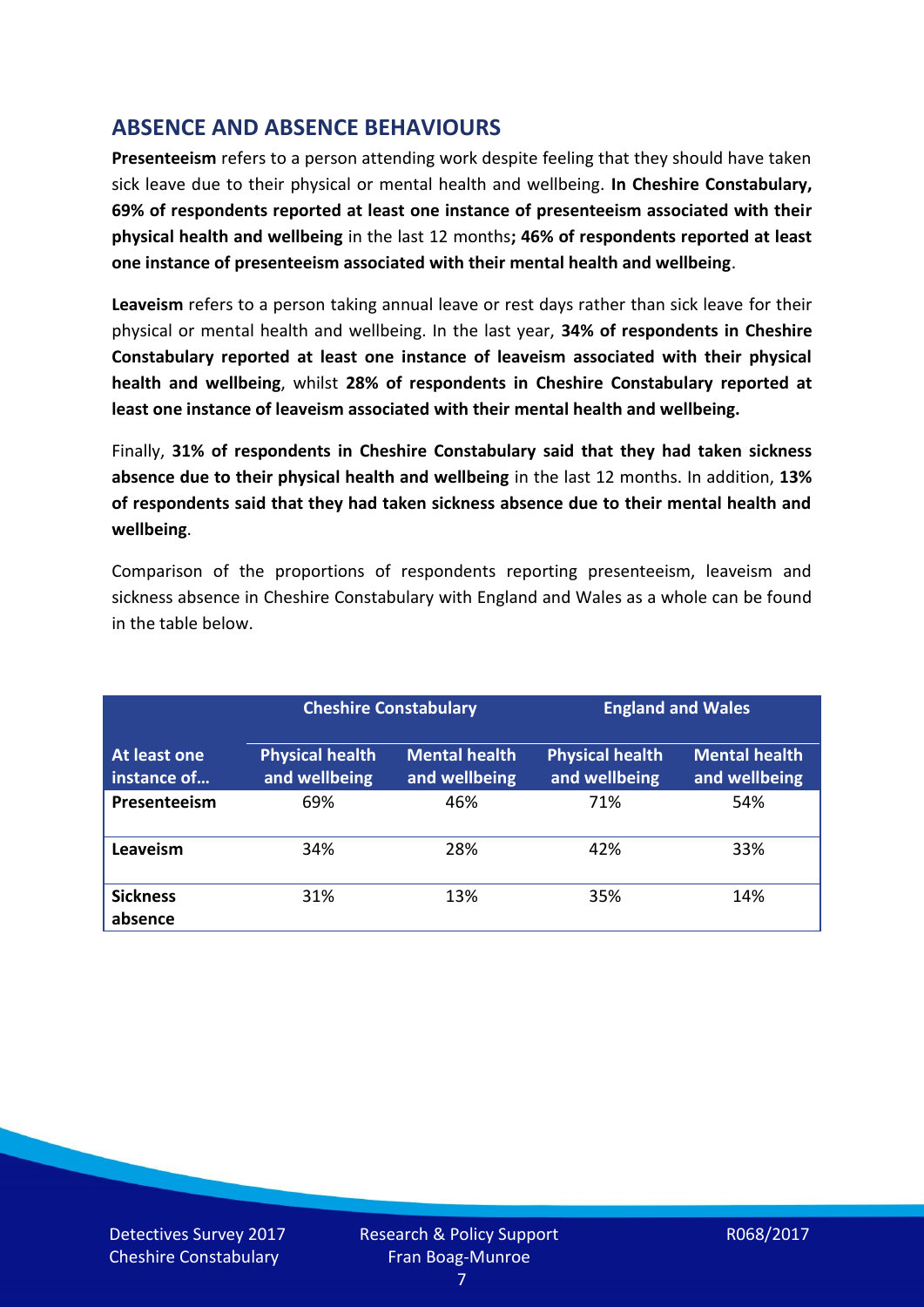## ABSENCE AND ABSENCE BEHAVIOURS

**Presenteeism** refers to a person attending work despite feeling that they should have taken sick leave due to their physical or mental health and wellbeing. **In Cheshire Constabulary, 69% of respondents reported at least one instance of presenteeism associated with their physical health and wellbeing** in the last 12 months**; 46% of respondents reported at least one instance of presenteeism associated with their mental health and wellbeing**.

**Leaveism** refers to a person taking annual leave or rest days rather than sick leave for their physical or mental health and wellbeing. In the last year, **34% of respondents in Cheshire Constabulary reported at least one instance of leaveism associated with their physical health and wellbeing**, whilst **28% of respondents in Cheshire Constabulary reported at least one instance of leaveism associated with their mental health and wellbeing.**

Finally, **31% of respondents in Cheshire Constabulary said that they had taken sickness absence due to their physical health and wellbeing** in the last 12 months. In addition, **13% of respondents said that they had taken sickness absence due to their mental health and wellbeing**.

Comparison of the proportions of respondents reporting presenteeism, leaveism and sickness absence in Cheshire Constabulary with England and Wales as a whole can be found in the table below.

| | Cheshire Constabulary | | England and Wales | |
|---|---|---|---|---|
| **At least one instance of…** | **Physical health and wellbeing** | **Mental health and wellbeing** | **Physical health and wellbeing** | **Mental health and wellbeing** |
| **Presenteeism** | 69% | 46% | 71% | 54% |
| **Leaveism** | 34% | 28% | 42% | 33% |
| **Sickness absence** | 31% | 13% | 35% | 14% |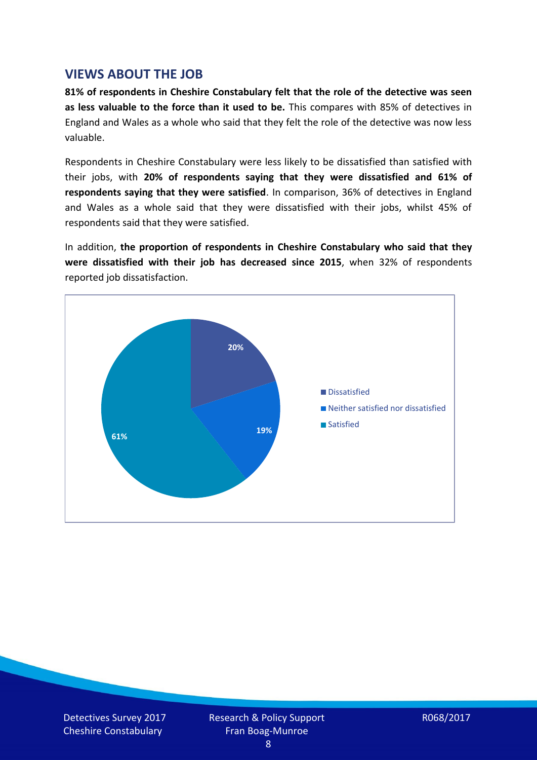## VIEWS ABOUT THE JOB

**81% of respondents in Cheshire Constabulary felt that the role of the detective was seen as less valuable to the force than it used to be.** This compares with 85% of detectives in England and Wales as a whole who said that they felt the role of the detective was now less valuable.

Respondents in Cheshire Constabulary were less likely to be dissatisfied than satisfied with their jobs, with **20% of respondents saying that they were dissatisfied and 61% of respondents saying that they were satisfied**. In comparison, 36% of detectives in England and Wales as a whole said that they were dissatisfied with their jobs, whilst 45% of respondents said that they were satisfied.

In addition, **the proportion of respondents in Cheshire Constabulary who said that they were dissatisfied with their job has decreased since 2015**, when 32% of respondents reported job dissatisfaction.

| Response | Percentage |
|---|---|
| Dissatisfied | 20% |
| Neither satisfied nor dissatisfied | 19% |
| Satisfied | 61% |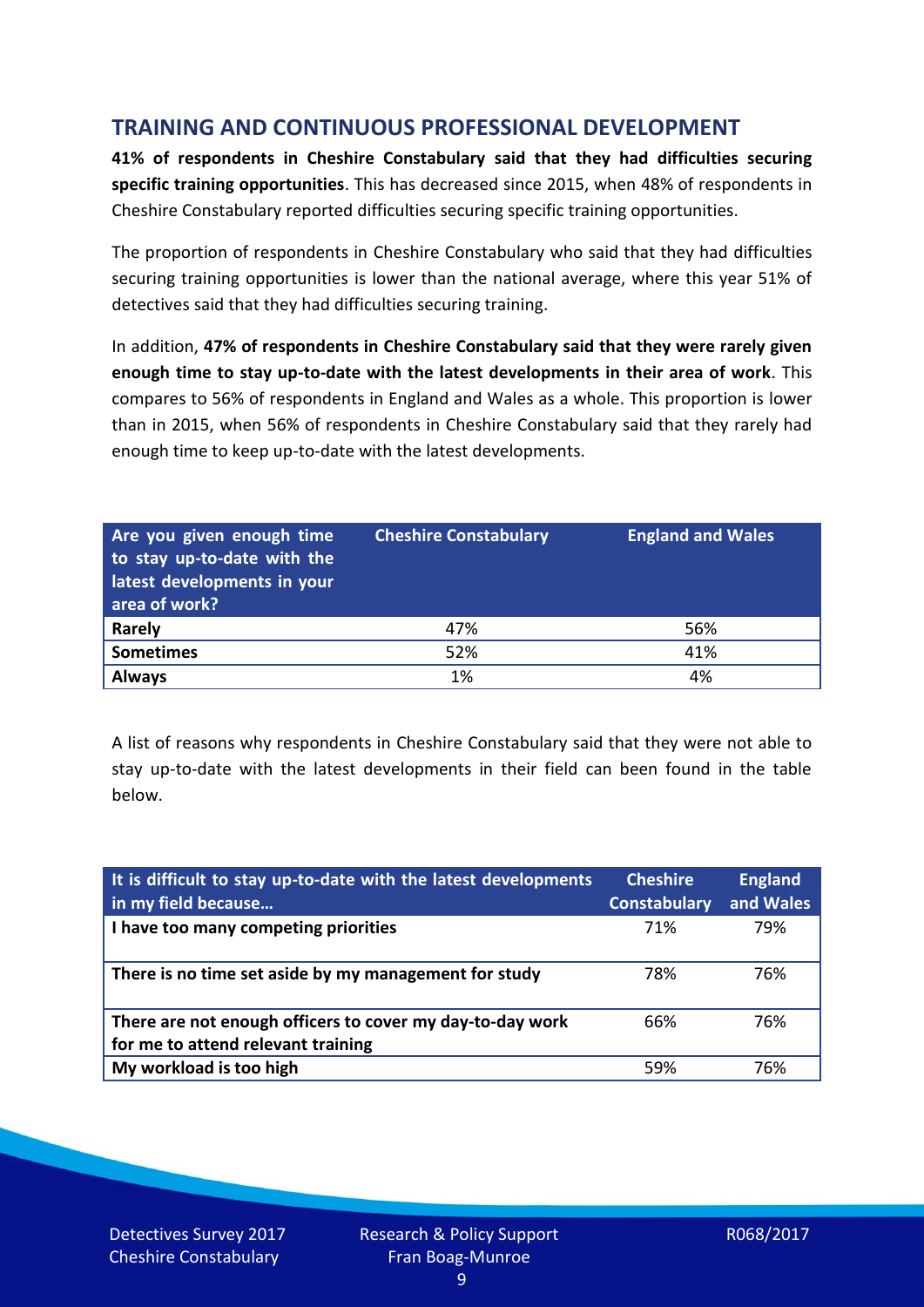## TRAINING AND CONTINUOUS PROFESSIONAL DEVELOPMENT

**41% of respondents in Cheshire Constabulary said that they had difficulties securing specific training opportunities**. This has decreased since 2015, when 48% of respondents in Cheshire Constabulary reported difficulties securing specific training opportunities.

The proportion of respondents in Cheshire Constabulary who said that they had difficulties securing training opportunities is lower than the national average, where this year 51% of detectives said that they had difficulties securing training.

In addition, **47% of respondents in Cheshire Constabulary said that they were rarely given enough time to stay up-to-date with the latest developments in their area of work**. This compares to 56% of respondents in England and Wales as a whole. This proportion is lower than in 2015, when 56% of respondents in Cheshire Constabulary said that they rarely had enough time to keep up-to-date with the latest developments.

| Are you given enough time to stay up-to-date with the latest developments in your area of work? | Cheshire Constabulary | England and Wales |
|---|---|---|
| **Rarely** | 47% | 56% |
| **Sometimes** | 52% | 41% |
| **Always** | 1% | 4% |

A list of reasons why respondents in Cheshire Constabulary said that they were not able to stay up-to-date with the latest developments in their field can been found in the table below.

| It is difficult to stay up-to-date with the latest developments in my field because… | Cheshire Constabulary | England and Wales |
|---|---|---|
| **I have too many competing priorities** | 71% | 79% |
| **There is no time set aside by my management for study** | 78% | 76% |
| **There are not enough officers to cover my day-to-day work for me to attend relevant training** | 66% | 76% |
| **My workload is too high** | 59% | 76% |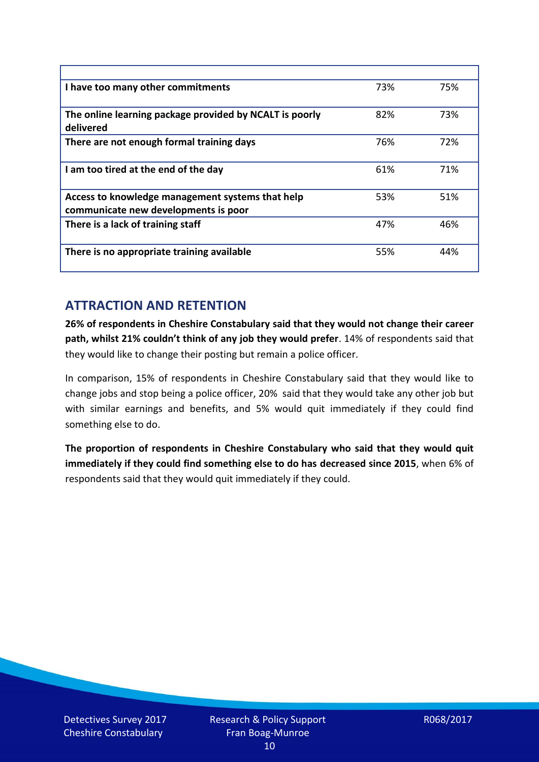| | | |
|---|---|---|
| **I have too many other commitments** | 73% | 75% |
| **The online learning package provided by NCALT is poorly delivered** | 82% | 73% |
| **There are not enough formal training days** | 76% | 72% |
| **I am too tired at the end of the day** | 61% | 71% |
| **Access to knowledge management systems that help communicate new developments is poor** | 53% | 51% |
| **There is a lack of training staff** | 47% | 46% |
| **There is no appropriate training available** | 55% | 44% |

## ATTRACTION AND RETENTION

**26% of respondents in Cheshire Constabulary said that they would not change their career path, whilst 21% couldn't think of any job they would prefer**. 14% of respondents said that they would like to change their posting but remain a police officer.

In comparison, 15% of respondents in Cheshire Constabulary said that they would like to change jobs and stop being a police officer, 20% said that they would take any other job but with similar earnings and benefits, and 5% would quit immediately if they could find something else to do.

**The proportion of respondents in Cheshire Constabulary who said that they would quit immediately if they could find something else to do has decreased since 2015**, when 6% of respondents said that they would quit immediately if they could.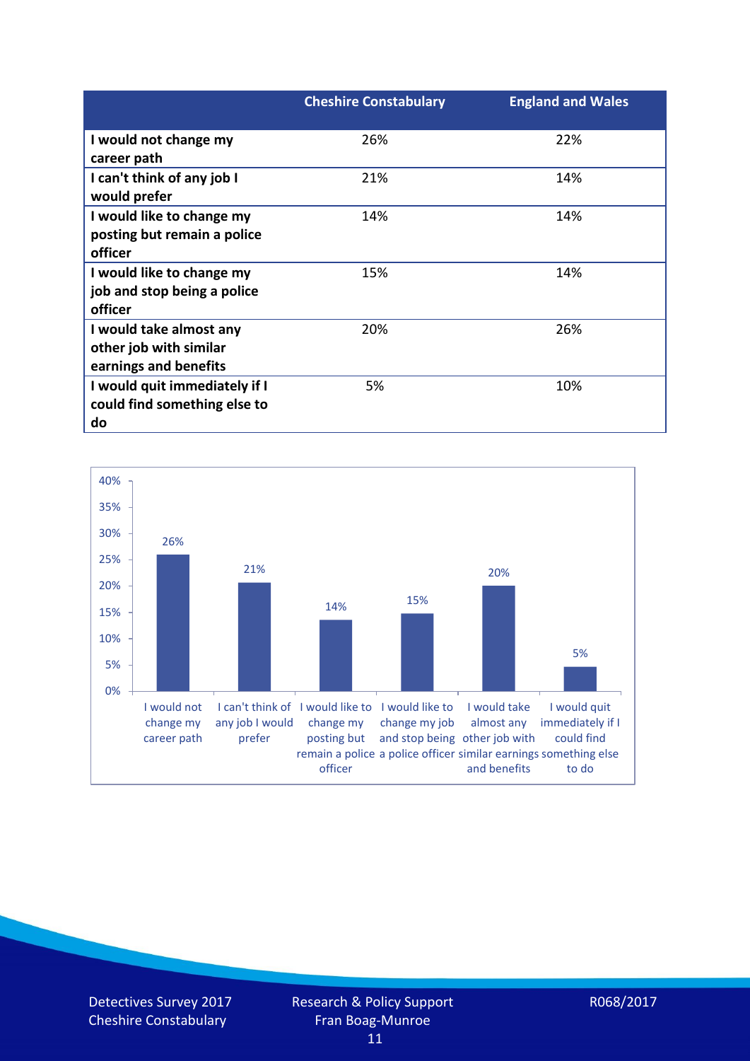| | Cheshire Constabulary | England and Wales |
|---|---|---|
| I would not change my career path | 26% | 22% |
| I can't think of any job I would prefer | 21% | 14% |
| I would like to change my posting but remain a police officer | 14% | 14% |
| I would like to change my job and stop being a police officer | 15% | 14% |
| I would take almost any other job with similar earnings and benefits | 20% | 26% |
| I would quit immediately if I could find something else to do | 5% | 10% |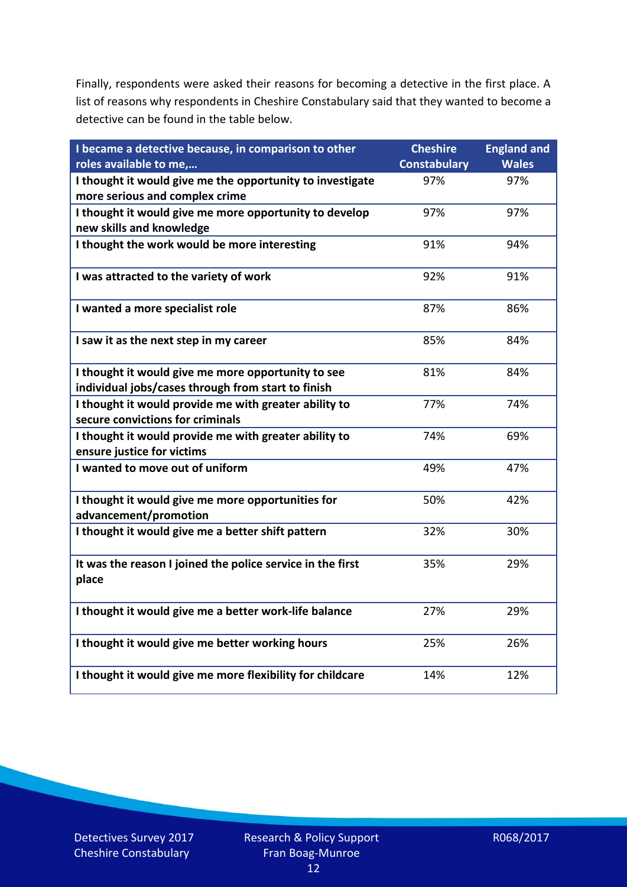Finally, respondents were asked their reasons for becoming a detective in the first place. A list of reasons why respondents in Cheshire Constabulary said that they wanted to become a detective can be found in the table below.

| I became a detective because, in comparison to other roles available to me,… | Cheshire Constabulary | England and Wales |
|---|---|---|
| I thought it would give me the opportunity to investigate more serious and complex crime | 97% | 97% |
| I thought it would give me more opportunity to develop new skills and knowledge | 97% | 97% |
| I thought the work would be more interesting | 91% | 94% |
| I was attracted to the variety of work | 92% | 91% |
| I wanted a more specialist role | 87% | 86% |
| I saw it as the next step in my career | 85% | 84% |
| I thought it would give me more opportunity to see individual jobs/cases through from start to finish | 81% | 84% |
| I thought it would provide me with greater ability to secure convictions for criminals | 77% | 74% |
| I thought it would provide me with greater ability to ensure justice for victims | 74% | 69% |
| I wanted to move out of uniform | 49% | 47% |
| I thought it would give me more opportunities for advancement/promotion | 50% | 42% |
| I thought it would give me a better shift pattern | 32% | 30% |
| It was the reason I joined the police service in the first place | 35% | 29% |
| I thought it would give me a better work-life balance | 27% | 29% |
| I thought it would give me better working hours | 25% | 26% |
| I thought it would give me more flexibility for childcare | 14% | 12% |